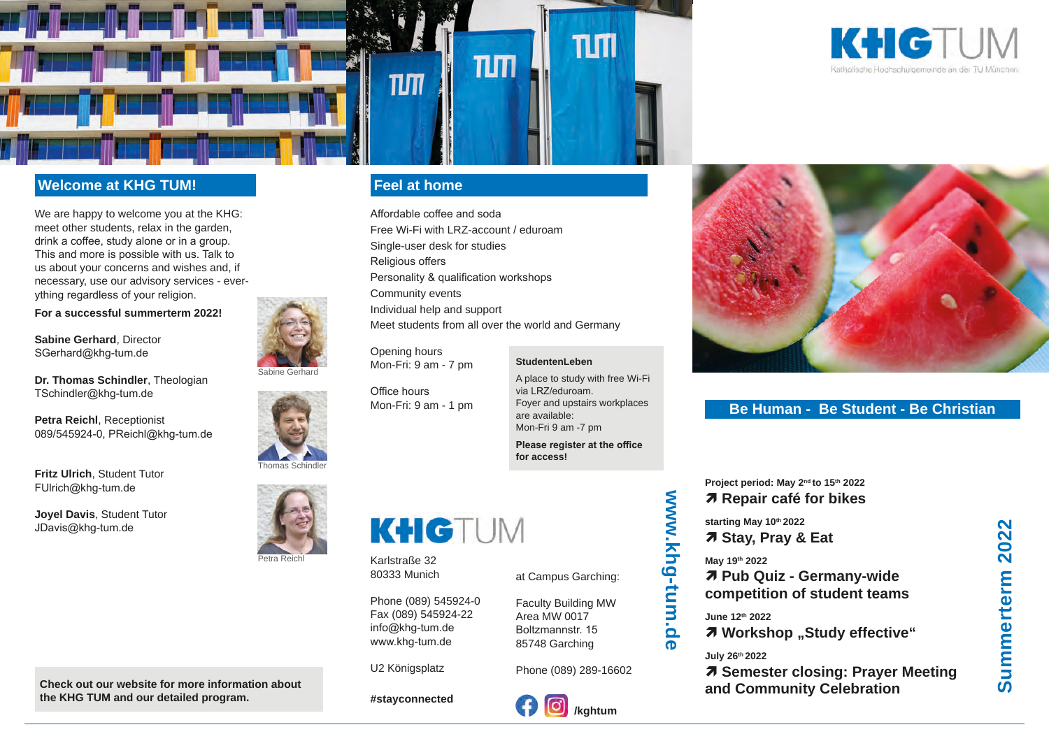KHGTUM
Katholische Hochschulgemeinde an der TU München

## Welcome at KHG TUM!

We are happy to welcome you at the KHG: meet other students, relax in the garden, drink a coffee, study alone or in a group. This and more is possible with us. Talk to us about your concerns and wishes and, if necessary, use our advisory services - everything regardless of your religion.

**For a successful summerterm 2022!**

**Sabine Gerhard**, Director
SGerhard@khg-tum.de

**Dr. Thomas Schindler**, Theologian
TSchindler@khg-tum.de

**Petra Reichl**, Receptionist
089/545924-0, PReichl@khg-tum.de

**Fritz Ulrich**, Student Tutor
FUlrich@khg-tum.de

**Joyel Davis**, Student Tutor
JDavis@khg-tum.de

Sabine Gerhard

Thomas Schindler

Petra Reichl

**Check out our website for more information about the KHG TUM and our detailed program.**

## Feel at home

Affordable coffee and soda
Free Wi-Fi with LRZ-account / eduroam
Single-user desk for studies
Religious offers
Personality & qualification workshops
Community events
Individual help and support
Meet students from all over the world and Germany

Opening hours
Mon-Fri: 9 am - 7 pm

Office hours
Mon-Fri: 9 am - 1 pm

**StudentenLeben**
A place to study with free Wi-Fi via LRZ/eduroam.
Foyer and upstairs workplaces are available:
Mon-Fri 9 am -7 pm
**Please register at the office for access!**

KHGTUM

Karlstraße 32
80333 Munich

Phone (089) 545924-0
Fax (089) 545924-22
info@khg-tum.de
www.khg-tum.de

U2 Königsplatz

**#stayconnected**

at Campus Garching:

Faculty Building MW
Area MW 0017
Boltzmannstr. 15
85748 Garching

Phone (089) 289-16602

**/kghtum**

**www.khg-tum.de**

## Be Human - Be Student - Be Christian

**Project period: May 2nd to 15th 2022**
**↗ Repair café for bikes**

**starting May 10th 2022**
**↗ Stay, Pray & Eat**

**May 19th 2022**
**↗ Pub Quiz - Germany-wide competition of student teams**

**June 12th 2022**
**↗ Workshop „Study effective“**

**July 26th 2022**
**↗ Semester closing: Prayer Meeting and Community Celebration**

**Summerterm 2022**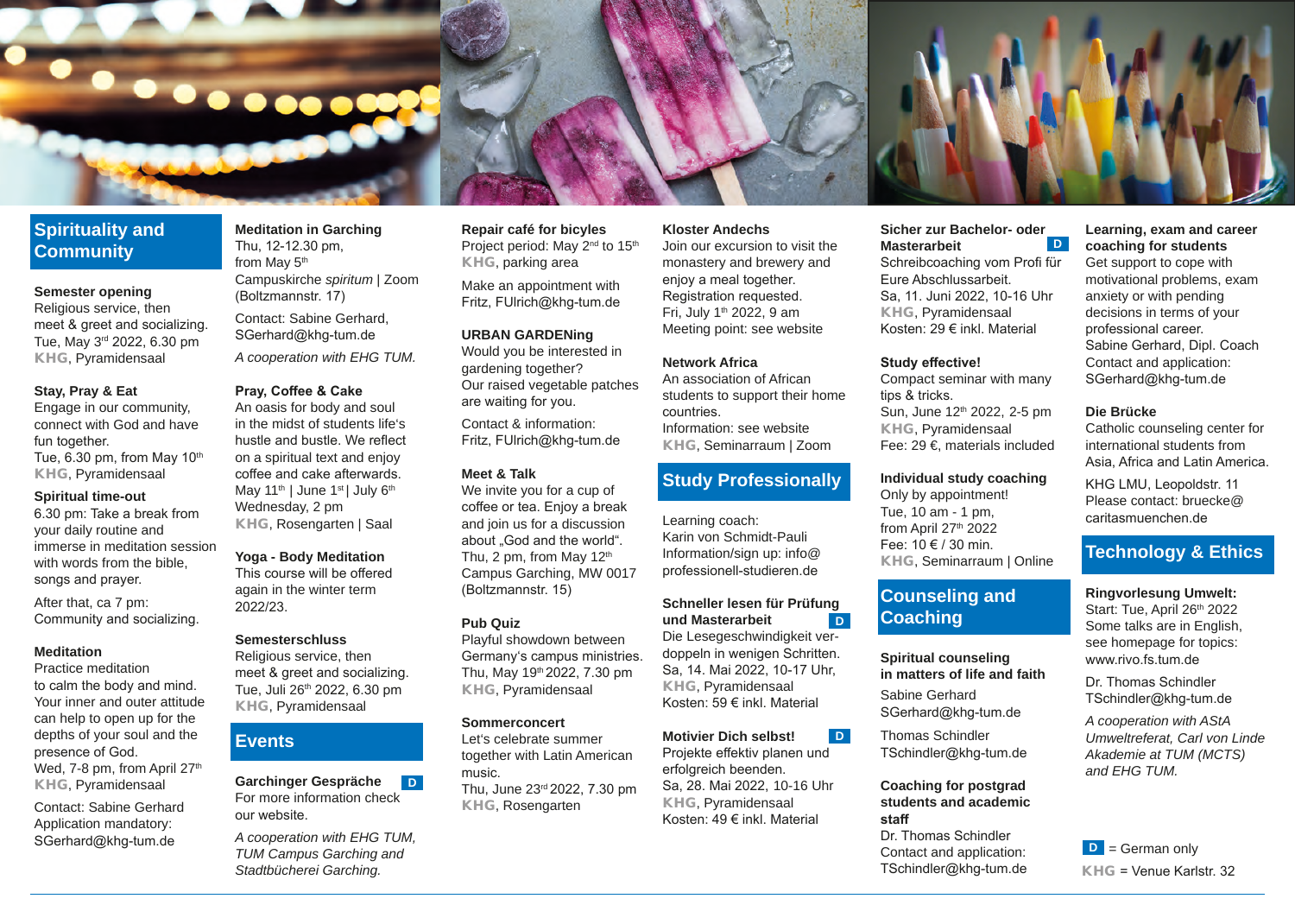## Spirituality and Community

**Semester opening**
Religious service, then meet & greet and socializing.
Tue, May 3rd 2022, 6.30 pm
KHG, Pyramidensaal

**Stay, Pray & Eat**
Engage in our community, connect with God and have fun together.
Tue, 6.30 pm, from May 10th
KHG, Pyramidensaal

**Spiritual time-out**
6.30 pm: Take a break from your daily routine and immerse in meditation session with words from the bible, songs and prayer.

After that, ca 7 pm: Community and socializing.

**Meditation**
Practice meditation to calm the body and mind. Your inner and outer attitude can help to open up for the depths of your soul and the presence of God.
Wed, 7-8 pm, from April 27th
KHG, Pyramidensaal

Contact: Sabine Gerhard
Application mandatory:
SGerhard@khg-tum.de

**Meditation in Garching**
Thu, 12-12.30 pm, from May 5th
Campuskirche *spiritum* | Zoom (Boltzmannstr. 17)

Contact: Sabine Gerhard, SGerhard@khg-tum.de

*A cooperation with EHG TUM.*

**Pray, Coffee & Cake**
An oasis for body and soul in the midst of students life's hustle and bustle. We reflect on a spiritual text and enjoy coffee and cake afterwards.
May 11th | June 1st | July 6th
Wednesday, 2 pm
KHG, Rosengarten | Saal

**Yoga - Body Meditation**
This course will be offered again in the winter term 2022/23.

**Semesterschluss**
Religious service, then meet & greet and socializing.
Tue, Juli 26th 2022, 6.30 pm
KHG, Pyramidensaal

## Events

**Garchinger Gespräche** D
For more information check our website.

*A cooperation with EHG TUM, TUM Campus Garching and Stadtbücherei Garching.*

**Repair café for bicyles**
Project period: May 2nd to 15th
KHG, parking area

Make an appointment with Fritz, FUlrich@khg-tum.de

**URBAN GARDENing**
Would you be interested in gardening together?
Our raised vegetable patches are waiting for you.

Contact & information:
Fritz, FUlrich@khg-tum.de

**Meet & Talk**
We invite you for a cup of coffee or tea. Enjoy a break and join us for a discussion about „God and the world".
Thu, 2 pm, from May 12th
Campus Garching, MW 0017 (Boltzmannstr. 15)

**Pub Quiz**
Playful showdown between Germany's campus ministries.
Thu, May 19th 2022, 7.30 pm
KHG, Pyramidensaal

**Sommerconcert**
Let's celebrate summer together with Latin American music.
Thu, June 23rd 2022, 7.30 pm
KHG, Rosengarten

**Kloster Andechs**
Join our excursion to visit the monastery and brewery and enjoy a meal together.
Registration requested.
Fri, July 1th 2022, 9 am
Meeting point: see website

**Network Africa**
An association of African students to support their home countries.
Information: see website
KHG, Seminarraum | Zoom

## Study Professionally

Learning coach:
Karin von Schmidt-Pauli
Information/sign up: info@professionell-studieren.de

**Schneller lesen für Prüfung und Masterarbeit** D
Die Lesegeschwindigkeit verdoppeln in wenigen Schritten.
Sa, 14. Mai 2022, 10-17 Uhr,
KHG, Pyramidensaal
Kosten: 59 € inkl. Material

**Motivier Dich selbst!** D
Projekte effektiv planen und erfolgreich beenden.
Sa, 28. Mai 2022, 10-16 Uhr
KHG, Pyramidensaal
Kosten: 49 € inkl. Material

**Sicher zur Bachelor- oder Masterarbeit** D
Schreibcoaching vom Profi für Eure Abschlussarbeit.
Sa, 11. Juni 2022, 10-16 Uhr
KHG, Pyramidensaal
Kosten: 29 € inkl. Material

**Study effective!**
Compact seminar with many tips & tricks.
Sun, June 12th 2022, 2-5 pm
KHG, Pyramidensaal
Fee: 29 €, materials included

**Individual study coaching**
Only by appointment!
Tue, 10 am - 1 pm, from April 27th 2022
Fee: 10 € / 30 min.
KHG, Seminarraum | Online

## Counseling and Coaching

**Spiritual counseling in matters of life and faith**
Sabine Gerhard
SGerhard@khg-tum.de

Thomas Schindler
TSchindler@khg-tum.de

**Coaching for postgrad students and academic staff**
Dr. Thomas Schindler
Contact and application:
TSchindler@khg-tum.de

**Learning, exam and career coaching for students**
Get support to cope with motivational problems, exam anxiety or with pending decisions in terms of your professional career.
Sabine Gerhard, Dipl. Coach
Contact and application:
SGerhard@khg-tum.de

**Die Brücke**
Catholic counseling center for international students from Asia, Africa and Latin America.

KHG LMU, Leopoldstr. 11
Please contact: bruecke@caritasmuenchen.de

## Technology & Ethics

**Ringvorlesung Umwelt:**
Start: Tue, April 26th 2022
Some talks are in English, see homepage for topics:
www.rivo.fs.tum.de

Dr. Thomas Schindler
TSchindler@khg-tum.de

*A cooperation with AStA Umweltreferat, Carl von Linde Akademie at TUM (MCTS) and EHG TUM.*

D = German only
KHG = Venue Karlstr. 32